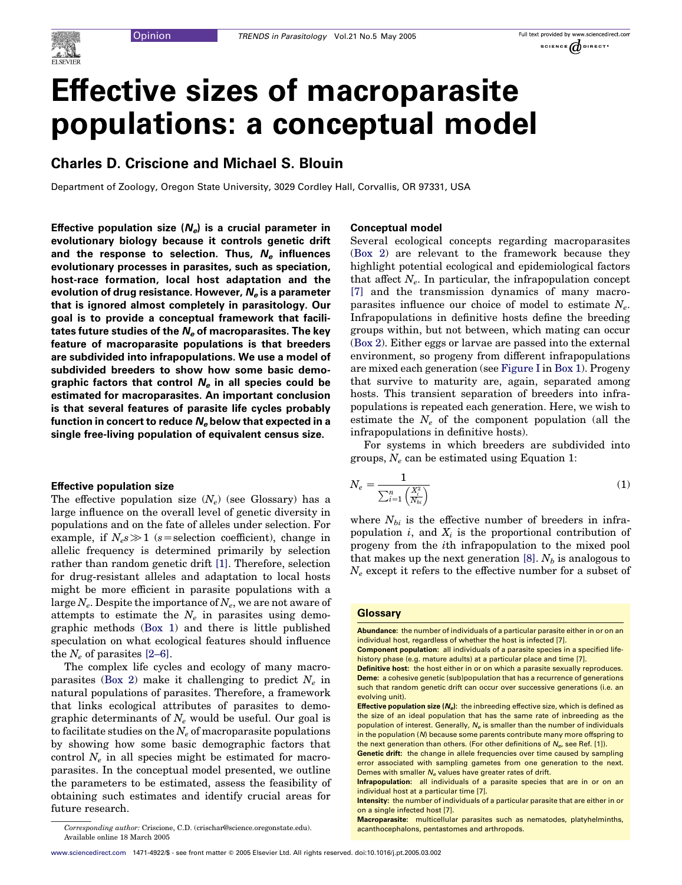Opinion

# Effective sizes of macroparasite populations: a conceptual model

## Charles D. Criscione and Michael S. Blouin

Department of Zoology, Oregon State University, 3029 Cordley Hall, Corvallis, OR 97331, USA

**Effective population size ($N_e$) is a crucial parameter in evolutionary biology because it controls genetic drift and the response to selection. Thus, $N_e$ influences evolutionary processes in parasites, such as speciation, host-race formation, local host adaptation and the evolution of drug resistance. However, $N_e$ is a parameter that is ignored almost completely in parasitology. Our goal is to provide a conceptual framework that facilitates future studies of the $N_e$ of macroparasites. The key feature of macroparasite populations is that breeders are subdivided into infrapopulations. We use a model of subdivided breeders to show how some basic demographic factors that control $N_e$ in all species could be estimated for macroparasites. An important conclusion is that several features of parasite life cycles probably function in concert to reduce $N_e$ below that expected in a single free-living population of equivalent census size.**

### Effective population size

The effective population size ($N_e$) (see Glossary) has a large influence on the overall level of genetic diversity in populations and on the fate of alleles under selection. For example, if $N_e s \gg 1$ ($s$ = selection coefficient), change in allelic frequency is determined primarily by selection rather than random genetic drift [1]. Therefore, selection for drug-resistant alleles and adaptation to local hosts might be more efficient in parasite populations with a large $N_e$. Despite the importance of $N_e$, we are not aware of attempts to estimate the $N_e$ in parasites using demographic methods (Box 1) and there is little published speculation on what ecological features should influence the $N_e$ of parasites [2–6].

The complex life cycles and ecology of many macroparasites (Box 2) make it challenging to predict $N_e$ in natural populations of parasites. Therefore, a framework that links ecological attributes of parasites to demographic determinants of $N_e$ would be useful. Our goal is to facilitate studies on the $N_e$ of macroparasite populations by showing how some basic demographic factors that control $N_e$ in all species might be estimated for macroparasites. In the conceptual model presented, we outline the parameters to be estimated, assess the feasibility of obtaining such estimates and identify crucial areas for future research.

### Conceptual model

Several ecological concepts regarding macroparasites (Box 2) are relevant to the framework because they highlight potential ecological and epidemiological factors that affect $N_e$. In particular, the infrapopulation concept [7] and the transmission dynamics of many macroparasites influence our choice of model to estimate $N_e$. Infrapopulations in definitive hosts define the breeding groups within, but not between, which mating can occur (Box 2). Either eggs or larvae are passed into the external environment, so progeny from different infrapopulations are mixed each generation (see Figure I in Box 1). Progeny that survive to maturity are, again, separated among hosts. This transient separation of breeders into infrapopulations is repeated each generation. Here, we wish to estimate the $N_e$ of the component population (all the infrapopulations in definitive hosts).

For systems in which breeders are subdivided into groups, $N_e$ can be estimated using Equation 1:

$$N_e = \frac{1}{\sum_{i=1}^{n}\left(\frac{X_i^2}{N_{bi}}\right)} \qquad (1)$$

where $N_{bi}$ is the effective number of breeders in infrapopulation $i$, and $X_i$ is the proportional contribution of progeny from the $i$th infrapopulation to the mixed pool that makes up the next generation [8]. $N_b$ is analogous to $N_e$ except it refers to the effective number for a subset of

Corresponding author: Criscione, C.D. (crischar@science.oregonstate.edu).
Available online 18 March 2005

### Glossary

**Abundance:** the number of individuals of a particular parasite either in or on an individual host, regardless of whether the host is infected [7].

**Component population:** all individuals of a parasite species in a specified life-history phase (e.g. mature adults) at a particular place and time [7].

**Definitive host:** the host either in or on which a parasite sexually reproduces.

**Deme:** a cohesive genetic (sub)population that has a recurrence of generations such that random genetic drift can occur over successive generations (i.e. an evolving unit).

**Effective population size ($N_e$):** the inbreeding effective size, which is defined as the size of an ideal population that has the same rate of inbreeding as the population of interest. Generally, $N_e$ is smaller than the number of individuals in the population ($N$) because some parents contribute many more offspring to the next generation than others. (For other definitions of $N_e$, see Ref. [1]).

**Genetic drift:** the change in allele frequencies over time caused by sampling error associated with sampling gametes from one generation to the next. Demes with smaller $N_e$ values have greater rates of drift.

**Infrapopulation:** all individuals of a parasite species that are in or on an individual host at a particular time [7].

**Intensity:** the number of individuals of a particular parasite that are either in or on a single infected host [7].

**Macroparasite:** multicellular parasites such as nematodes, platyhelminths, acanthocephalons, pentastomes and arthropods.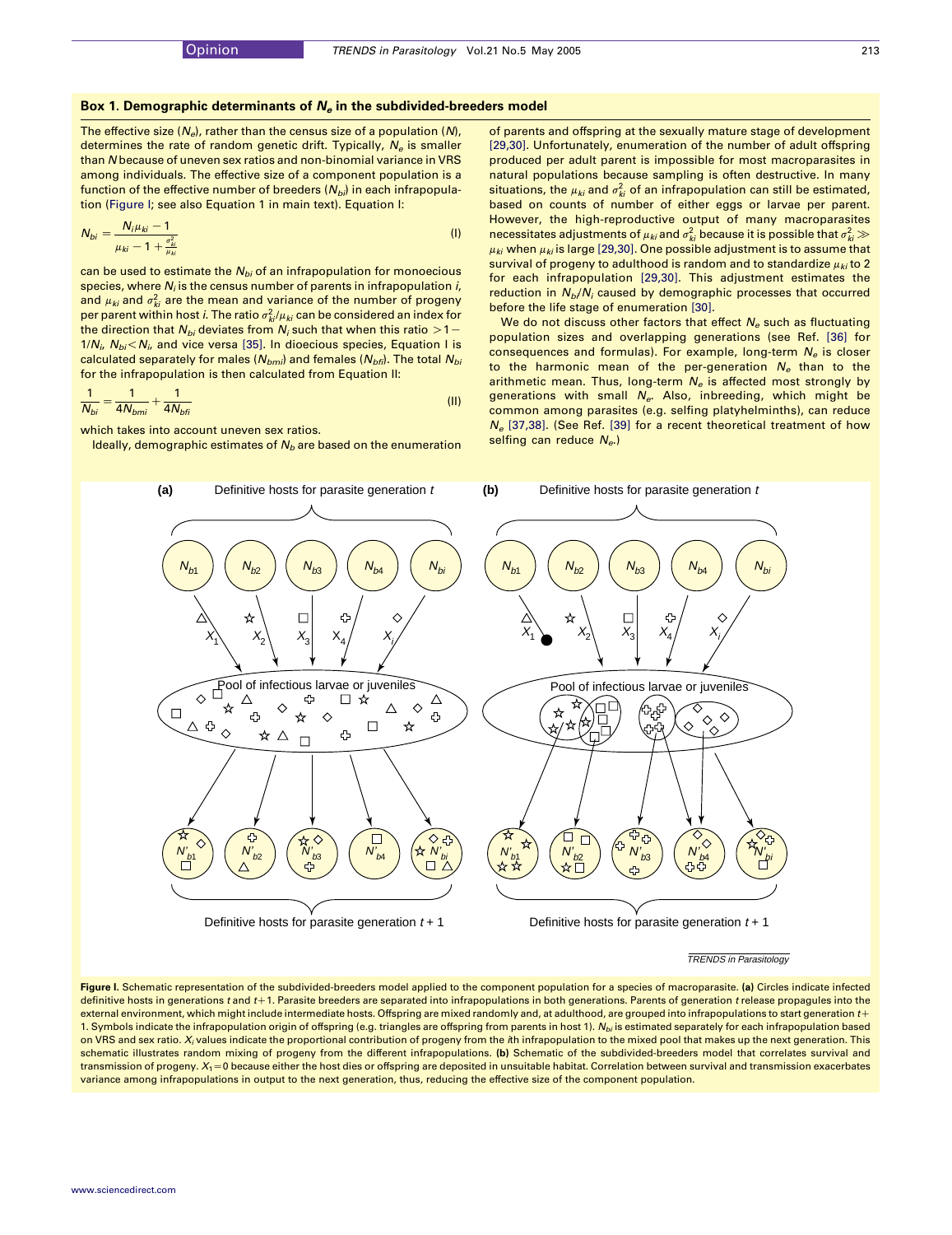### Box 1. Demographic determinants of $N_e$ in the subdivided-breeders model

The effective size ($N_e$), rather than the census size of a population ($N$), determines the rate of random genetic drift. Typically, $N_e$ is smaller than $N$ because of uneven sex ratios and non-binomial variance in VRS among individuals. The effective size of a component population is a function of the effective number of breeders ($N_{bi}$) in each infrapopulation (Figure I; see also Equation 1 in main text). Equation I:

$$N_{bi} = \frac{N_i \mu_{ki} - 1}{\mu_{ki} - 1 + \frac{\sigma_{ki}^2}{\mu_{ki}}} \qquad \text{(I)}$$

can be used to estimate the $N_{bi}$ of an infrapopulation for monoecious species, where $N_i$ is the census number of parents in infrapopulation $i$, and $\mu_{ki}$ and $\sigma_{ki}^2$ are the mean and variance of the number of progeny per parent within host $i$. The ratio $\sigma_{ki}^2/\mu_{ki}$ can be considered an index for the direction that $N_{bi}$ deviates from $N_i$ such that when this ratio $>1-1/N_i$, $N_{bi}<N_i$, and vice versa [35]. In dioecious species, Equation I is calculated separately for males ($N_{bmi}$) and females ($N_{bfi}$). The total $N_{bi}$ for the infrapopulation is then calculated from Equation II:

$$\frac{1}{N_{bi}} = \frac{1}{4N_{bmi}} + \frac{1}{4N_{bfi}} \qquad \text{(II)}$$

which takes into account uneven sex ratios.

Ideally, demographic estimates of $N_b$ are based on the enumeration of parents and offspring at the sexually mature stage of development [29,30]. Unfortunately, enumeration of the number of adult offspring produced per adult parent is impossible for most macroparasites in natural populations because sampling is often destructive. In many situations, the $\mu_{ki}$ and $\sigma_{ki}^2$ of an infrapopulation can still be estimated, based on counts of number of either eggs or larvae per parent. However, the high-reproductive output of many macroparasites necessitates adjustments of $\mu_{ki}$ and $\sigma_{ki}^2$ because it is possible that $\sigma_{ki}^2 \gg \mu_{ki}$ when $\mu_{ki}$ is large [29,30]. One possible adjustment is to assume that survival of progeny to adulthood is random and to standardize $\mu_{ki}$ to 2 for each infrapopulation [29,30]. This adjustment estimates the reduction in $N_{bi}/N_i$ caused by demographic processes that occurred before the life stage of enumeration [30].

We do not discuss other factors that effect $N_e$ such as fluctuating population sizes and overlapping generations (see Ref. [36] for consequences and formulas). For example, long-term $N_e$ is closer to the harmonic mean of the per-generation $N_e$ than to the arithmetic mean. Thus, long-term $N_e$ is affected most strongly by generations with small $N_e$. Also, inbreeding, which might be common among parasites (e.g. selfing platyhelminths), can reduce $N_e$ [37,38]. (See Ref. [39] for a recent theoretical treatment of how selfing can reduce $N_e$.)

**Figure I.** Schematic representation of the subdivided-breeders model applied to the component population for a species of macroparasite. **(a)** Circles indicate infected definitive hosts in generations $t$ and $t+1$. Parasite breeders are separated into infrapopulations in both generations. Parents of generation $t$ release propagules into the external environment, which might include intermediate hosts. Offspring are mixed randomly and, at adulthood, are grouped into infrapopulations to start generation $t+1$. Symbols indicate the infrapopulation origin of offspring (e.g. triangles are offspring from parents in host 1). $N_{bi}$ is estimated separately for each infrapopulation based on VRS and sex ratio. $X_i$ values indicate the proportional contribution of progeny from the $i$th infrapopulation to the mixed pool that makes up the next generation. This schematic illustrates random mixing of progeny from the different infrapopulations. **(b)** Schematic of the subdivided-breeders model that correlates survival and transmission of progeny. $X_1 = 0$ because either the host dies or offspring are deposited in unsuitable habitat. Correlation between survival and transmission exacerbates variance among infrapopulations in output to the next generation, thus, reducing the effective size of the component population.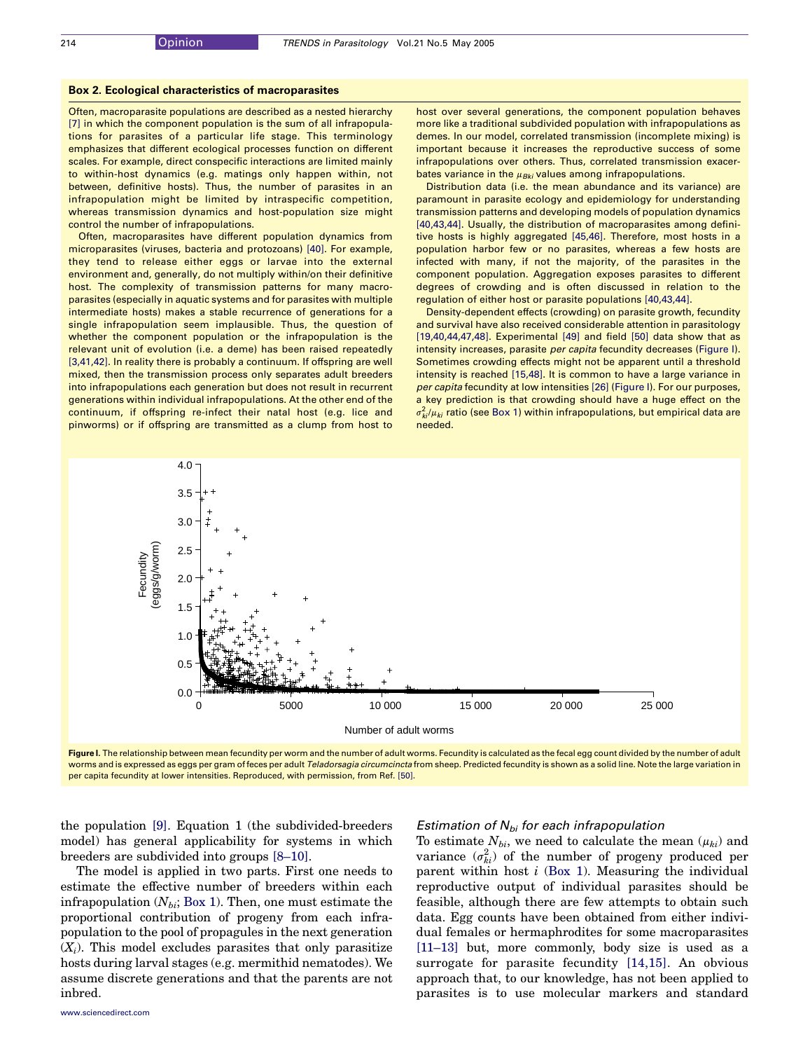### Box 2. Ecological characteristics of macroparasites

Often, macroparasite populations are described as a nested hierarchy [7] in which the component population is the sum of all infrapopulations for parasites of a particular life stage. This terminology emphasizes that different ecological processes function on different scales. For example, direct conspecific interactions are limited mainly to within-host dynamics (e.g. matings only happen within, not between, definitive hosts). Thus, the number of parasites in an infrapopulation might be limited by intraspecific competition, whereas transmission dynamics and host-population size might control the number of infrapopulations.

Often, macroparasites have different population dynamics from microparasites (viruses, bacteria and protozoans) [40]. For example, they tend to release either eggs or larvae into the external environment and, generally, do not multiply within/on their definitive host. The complexity of transmission patterns for many macroparasites (especially in aquatic systems and for parasites with multiple intermediate hosts) makes a stable recurrence of generations for a single infrapopulation seem implausible. Thus, the question of whether the component population or the infrapopulation is the relevant unit of evolution (i.e. a deme) has been raised repeatedly [3,41,42]. In reality there is probably a continuum. If offspring are well mixed, then the transmission process only separates adult breeders into infrapopulations each generation but does not result in recurrent generations within individual infrapopulations. At the other end of the continuum, if offspring re-infect their natal host (e.g. lice and pinworms) or if offspring are transmitted as a clump from host to host over several generations, the component population behaves more like a traditional subdivided population with infrapopulations as demes. In our model, correlated transmission (incomplete mixing) is important because it increases the reproductive success of some infrapopulations over others. Thus, correlated transmission exacerbates variance in the $\mu_{Bki}$ values among infrapopulations.

Distribution data (i.e. the mean abundance and its variance) are paramount in parasite ecology and epidemiology for understanding transmission patterns and developing models of population dynamics [40,43,44]. Usually, the distribution of macroparasites among definitive hosts is highly aggregated [45,46]. Therefore, most hosts in a population harbor few or no parasites, whereas a few hosts are infected with many, if not the majority, of the parasites in the component population. Aggregation exposes parasites to different degrees of crowding and is often discussed in relation to the regulation of either host or parasite populations [40,43,44].

Density-dependent effects (crowding) on parasite growth, fecundity and survival have also received considerable attention in parasitology [19,40,44,47,48]. Experimental [49] and field [50] data show that as intensity increases, parasite *per capita* fecundity decreases (Figure I). Sometimes crowding effects might not be apparent until a threshold intensity is reached [15,48]. It is common to have a large variance in *per capita* fecundity at low intensities [26] (Figure I). For our purposes, a key prediction is that crowding should have a huge effect on the $\sigma^2_{ki}/\mu_{ki}$ ratio (see Box 1) within infrapopulations, but empirical data are needed.

**Figure I.** The relationship between mean fecundity per worm and the number of adult worms. Fecundity is calculated as the fecal egg count divided by the number of adult worms and is expressed as eggs per gram of feces per adult *Teladorsagia circumcincta* from sheep. Predicted fecundity is shown as a solid line. Note the large variation in per capita fecundity at lower intensities. Reproduced, with permission, from Ref. [50].

the population [9]. Equation 1 (the subdivided-breeders model) has general applicability for systems in which breeders are subdivided into groups [8–10].

The model is applied in two parts. First one needs to estimate the effective number of breeders within each infrapopulation ($N_{bi}$; Box 1). Then, one must estimate the proportional contribution of progeny from each infrapopulation to the pool of propagules in the next generation ($X_i$). This model excludes parasites that only parasitize hosts during larval stages (e.g. mermithid nematodes). We assume discrete generations and that the parents are not inbred.

### *Estimation of $N_{bi}$ for each infrapopulation*

To estimate $N_{bi}$, we need to calculate the mean ($\mu_{ki}$) and variance ($\sigma^2_{ki}$) of the number of progeny produced per parent within host $i$ (Box 1). Measuring the individual reproductive output of individual parasites should be feasible, although there are few attempts to obtain such data. Egg counts have been obtained from either individual females or hermaphrodites for some macroparasites [11–13] but, more commonly, body size is used as a surrogate for parasite fecundity [14,15]. An obvious approach that, to our knowledge, has not been applied to parasites is to use molecular markers and standard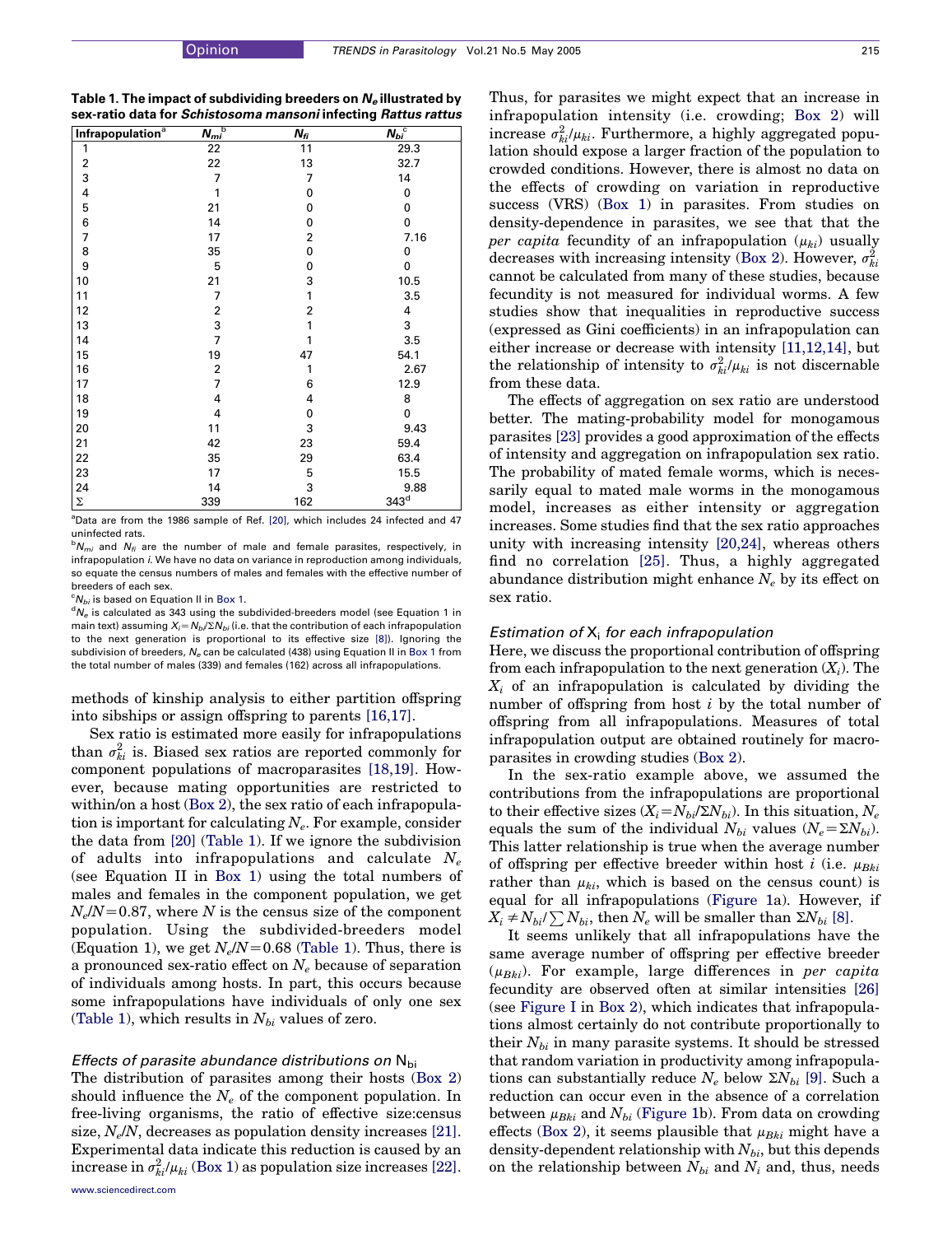**Table 1. The impact of subdividing breeders on $N_e$ illustrated by sex-ratio data for *Schistosoma mansoni* infecting *Rattus rattus***

| Infrapopulation[a] | $N_{mi}$[b] | $N_{fi}$ | $N_{bi}$[c] |
|---|---|---|---|
| 1 | 22 | 11 | 29.3 |
| 2 | 22 | 13 | 32.7 |
| 3 | 7 | 7 | 14 |
| 4 | 1 | 0 | 0 |
| 5 | 21 | 0 | 0 |
| 6 | 14 | 0 | 0 |
| 7 | 17 | 2 | 7.16 |
| 8 | 35 | 0 | 0 |
| 9 | 5 | 0 | 0 |
| 10 | 21 | 3 | 10.5 |
| 11 | 7 | 1 | 3.5 |
| 12 | 2 | 2 | 4 |
| 13 | 3 | 1 | 3 |
| 14 | 7 | 1 | 3.5 |
| 15 | 19 | 47 | 54.1 |
| 16 | 2 | 1 | 2.67 |
| 17 | 7 | 6 | 12.9 |
| 18 | 4 | 4 | 8 |
| 19 | 4 | 0 | 0 |
| 20 | 11 | 3 | 9.43 |
| 21 | 42 | 23 | 59.4 |
| 22 | 35 | 29 | 63.4 |
| 23 | 17 | 5 | 15.5 |
| 24 | 14 | 3 | 9.88 |
| Σ | 339 | 162 | 343[d] |

[a]Data are from the 1986 sample of Ref. [20], which includes 24 infected and 47 uninfected rats.

[b]$N_{mi}$ and $N_{fi}$ are the number of male and female parasites, respectively, in infrapopulation *i*. We have no data on variance in reproduction among individuals, so equate the census numbers of males and females with the effective number of breeders of each sex.

[c]$N_{bi}$ is based on Equation II in Box 1.

[d]$N_e$ is calculated as 343 using the subdivided-breeders model (see Equation 1 in main text) assuming $X_i = N_{bi}/\Sigma N_{bi}$ (i.e. that the contribution of each infrapopulation to the next generation is proportional to its effective size [8]). Ignoring the subdivision of breeders, $N_e$ can be calculated (438) using Equation II in Box 1 from the total number of males (339) and females (162) across all infrapopulations.

methods of kinship analysis to either partition offspring into sibships or assign offspring to parents [16,17].

Sex ratio is estimated more easily for infrapopulations than $\sigma^2_{ki}$ is. Biased sex ratios are reported commonly for component populations of macroparasites [18,19]. However, because mating opportunities are restricted to within/on a host (Box 2), the sex ratio of each infrapopulation is important for calculating $N_e$. For example, consider the data from [20] (Table 1). If we ignore the subdivision of adults into infrapopulations and calculate $N_e$ (see Equation II in Box 1) using the total numbers of males and females in the component population, we get $N_e/N = 0.87$, where $N$ is the census size of the component population. Using the subdivided-breeders model (Equation 1), we get $N_e/N = 0.68$ (Table 1). Thus, there is a pronounced sex-ratio effect on $N_e$ because of separation of individuals among hosts. In part, this occurs because some infrapopulations have individuals of only one sex (Table 1), which results in $N_{bi}$ values of zero.

### *Effects of parasite abundance distributions on* $N_{bi}$

The distribution of parasites among their hosts (Box 2) should influence the $N_e$ of the component population. In free-living organisms, the ratio of effective size:census size, $N_e/N$, decreases as population density increases [21]. Experimental data indicate this reduction is caused by an increase in $\sigma^2_{ki}/\mu_{ki}$ (Box 1) as population size increases [22]. Thus, for parasites we might expect that an increase in infrapopulation intensity (i.e. crowding; Box 2) will increase $\sigma^2_{ki}/\mu_{ki}$. Furthermore, a highly aggregated population should expose a larger fraction of the population to crowded conditions. However, there is almost no data on the effects of crowding on variation in reproductive success (VRS) (Box 1) in parasites. From studies on density-dependence in parasites, we see that that the *per capita* fecundity of an infrapopulation ($\mu_{ki}$) usually decreases with increasing intensity (Box 2). However, $\sigma^2_{ki}$ cannot be calculated from many of these studies, because fecundity is not measured for individual worms. A few studies show that inequalities in reproductive success (expressed as Gini coefficients) in an infrapopulation can either increase or decrease with intensity [11,12,14], but the relationship of intensity to $\sigma^2_{ki}/\mu_{ki}$ is not discernable from these data.

The effects of aggregation on sex ratio are understood better. The mating-probability model for monogamous parasites [23] provides a good approximation of the effects of intensity and aggregation on infrapopulation sex ratio. The probability of mated female worms, which is necessarily equal to mated male worms in the monogamous model, increases as either intensity or aggregation increases. Some studies find that the sex ratio approaches unity with increasing intensity [20,24], whereas others find no correlation [25]. Thus, a highly aggregated abundance distribution might enhance $N_e$ by its effect on sex ratio.

### *Estimation of* $X_i$ *for each infrapopulation*

Here, we discuss the proportional contribution of offspring from each infrapopulation to the next generation ($X_i$). The $X_i$ of an infrapopulation is calculated by dividing the number of offspring from host $i$ by the total number of offspring from all infrapopulations. Measures of total infrapopulation output are obtained routinely for macroparasites in crowding studies (Box 2).

In the sex-ratio example above, we assumed the contributions from the infrapopulations are proportional to their effective sizes ($X_i = N_{bi}/\Sigma N_{bi}$). In this situation, $N_e$ equals the sum of the individual $N_{bi}$ values ($N_e = \Sigma N_{bi}$). This latter relationship is true when the average number of offspring per effective breeder within host $i$ (i.e. $\mu_{Bki}$ rather than $\mu_{ki}$, which is based on the census count) is equal for all infrapopulations (Figure 1a). However, if $X_i \neq N_{bi}/\sum N_{bi}$, then $N_e$ will be smaller than $\Sigma N_{bi}$ [8].

It seems unlikely that all infrapopulations have the same average number of offspring per effective breeder ($\mu_{Bki}$). For example, large differences in *per capita* fecundity are observed often at similar intensities [26] (see Figure I in Box 2), which indicates that infrapopulations almost certainly do not contribute proportionally to their $N_{bi}$ in many parasite systems. It should be stressed that random variation in productivity among infrapopulations can substantially reduce $N_e$ below $\Sigma N_{bi}$ [9]. Such a reduction can occur even in the absence of a correlation between $\mu_{Bki}$ and $N_{bi}$ (Figure 1b). From data on crowding effects (Box 2), it seems plausible that $\mu_{Bki}$ might have a density-dependent relationship with $N_{bi}$, but this depends on the relationship between $N_{bi}$ and $N_i$ and, thus, needs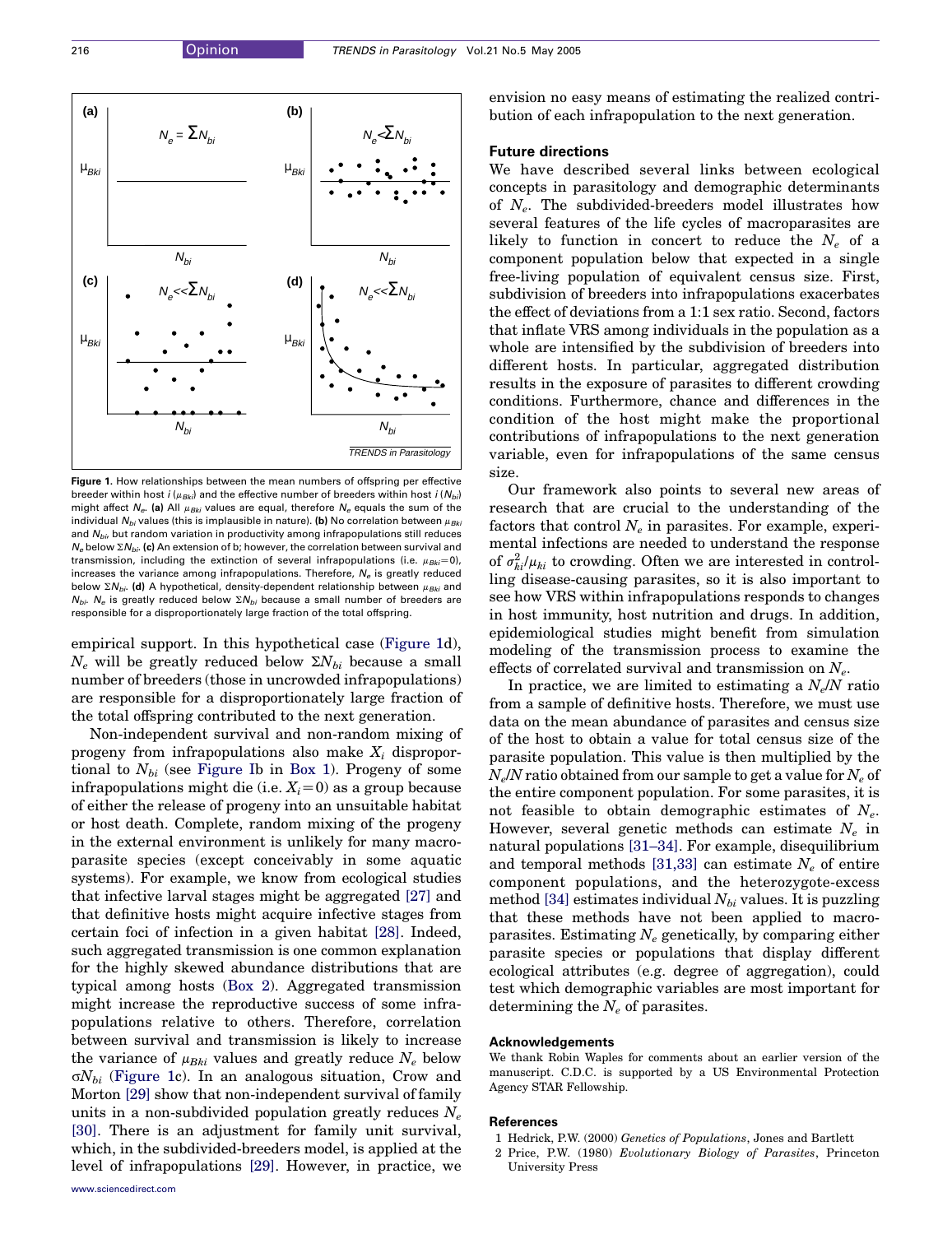Figure 1. How relationships between the mean numbers of offspring per effective breeder within host $i$ ($\mu_{Bki}$) and the effective number of breeders within host $i$ ($N_{bi}$) might affect $N_e$. **(a)** All $\mu_{Bki}$ values are equal, therefore $N_e$ equals the sum of the individual $N_{bi}$ values (this is implausible in nature). **(b)** No correlation between $\mu_{Bki}$ and $N_{bi}$, but random variation in productivity among infrapopulations still reduces $N_e$ below $\Sigma N_{bi}$. **(c)** An extension of b; however, the correlation between survival and transmission, including the extinction of several infrapopulations (i.e. $\mu_{Bki}=0$), increases the variance among infrapopulations. Therefore, $N_e$ is greatly reduced below $\Sigma N_{bi}$. **(d)** A hypothetical, density-dependent relationship between $\mu_{Bki}$ and $N_{bi}$. $N_e$ is greatly reduced below $\Sigma N_{bi}$ because a small number of breeders are responsible for a disproportionately large fraction of the total offspring.

empirical support. In this hypothetical case (Figure 1d), $N_e$ will be greatly reduced below $\Sigma N_{bi}$ because a small number of breeders (those in uncrowded infrapopulations) are responsible for a disproportionately large fraction of the total offspring contributed to the next generation.

Non-independent survival and non-random mixing of progeny from infrapopulations also make $X_i$ disproportional to $N_{bi}$ (see Figure Ib in Box 1). Progeny of some infrapopulations might die (i.e. $X_i=0$) as a group because of either the release of progeny into an unsuitable habitat or host death. Complete, random mixing of the progeny in the external environment is unlikely for many macroparasite species (except conceivably in some aquatic systems). For example, we know from ecological studies that infective larval stages might be aggregated [27] and that definitive hosts might acquire infective stages from certain foci of infection in a given habitat [28]. Indeed, such aggregated transmission is one common explanation for the highly skewed abundance distributions that are typical among hosts (Box 2). Aggregated transmission might increase the reproductive success of some infrapopulations relative to others. Therefore, correlation between survival and transmission is likely to increase the variance of $\mu_{Bki}$ values and greatly reduce $N_e$ below $\sigma N_{bi}$ (Figure 1c). In an analogous situation, Crow and Morton [29] show that non-independent survival of family units in a non-subdivided population greatly reduces $N_e$ [30]. There is an adjustment for family unit survival, which, in the subdivided-breeders model, is applied at the level of infrapopulations [29]. However, in practice, we envision no easy means of estimating the realized contribution of each infrapopulation to the next generation.

## Future directions

We have described several links between ecological concepts in parasitology and demographic determinants of $N_e$. The subdivided-breeders model illustrates how several features of the life cycles of macroparasites are likely to function in concert to reduce the $N_e$ of a component population below that expected in a single free-living population of equivalent census size. First, subdivision of breeders into infrapopulations exacerbates the effect of deviations from a 1:1 sex ratio. Second, factors that inflate VRS among individuals in the population as a whole are intensified by the subdivision of breeders into different hosts. In particular, aggregated distribution results in the exposure of parasites to different crowding conditions. Furthermore, chance and differences in the condition of the host might make the proportional contributions of infrapopulations to the next generation variable, even for infrapopulations of the same census size.

Our framework also points to several new areas of research that are crucial to the understanding of the factors that control $N_e$ in parasites. For example, experimental infections are needed to understand the response of $\sigma^2_{ki}/\mu_{ki}$ to crowding. Often we are interested in controlling disease-causing parasites, so it is also important to see how VRS within infrapopulations responds to changes in host immunity, host nutrition and drugs. In addition, epidemiological studies might benefit from simulation modeling of the transmission process to examine the effects of correlated survival and transmission on $N_e$.

In practice, we are limited to estimating a $N_e/N$ ratio from a sample of definitive hosts. Therefore, we must use data on the mean abundance of parasites and census size of the host to obtain a value for total census size of the parasite population. This value is then multiplied by the $N_e/N$ ratio obtained from our sample to get a value for $N_e$ of the entire component population. For some parasites, it is not feasible to obtain demographic estimates of $N_e$. However, several genetic methods can estimate $N_e$ in natural populations [31–34]. For example, disequilibrium and temporal methods [31,33] can estimate $N_e$ of entire component populations, and the heterozygote-excess method [34] estimates individual $N_{bi}$ values. It is puzzling that these methods have not been applied to macroparasites. Estimating $N_e$ genetically, by comparing either parasite species or populations that display different ecological attributes (e.g. degree of aggregation), could test which demographic variables are most important for determining the $N_e$ of parasites.

### Acknowledgements

We thank Robin Waples for comments about an earlier version of the manuscript. C.D.C. is supported by a US Environmental Protection Agency STAR Fellowship.

### References

1 Hedrick, P.W. (2000) *Genetics of Populations*, Jones and Bartlett

2 Price, P.W. (1980) *Evolutionary Biology of Parasites*, Princeton University Press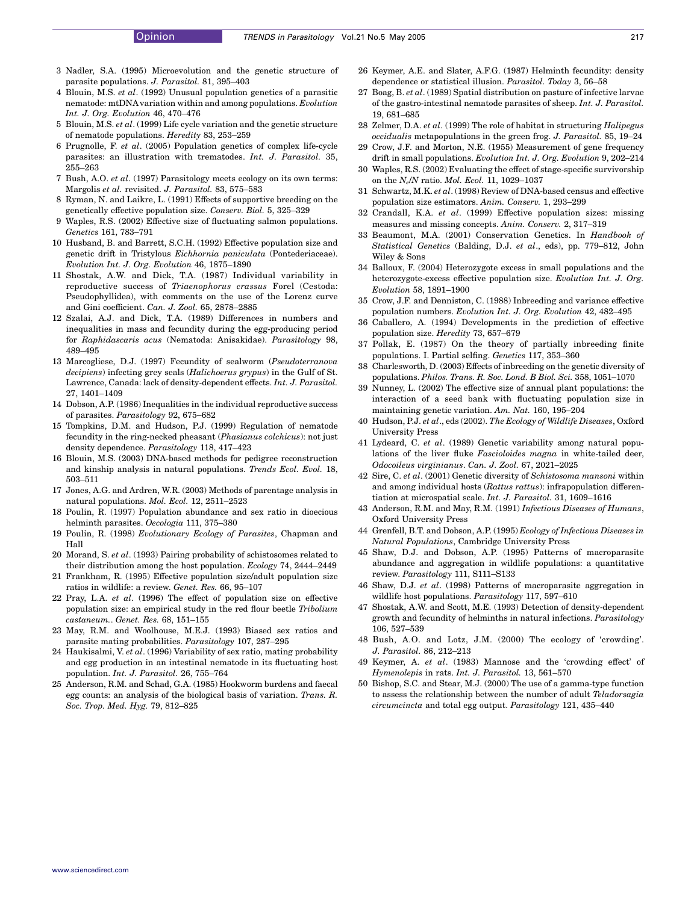3 Nadler, S.A. (1995) Microevolution and the genetic structure of parasite populations. *J. Parasitol.* 81, 395–403

4 Blouin, M.S. *et al*. (1992) Unusual population genetics of a parasitic nematode: mtDNA variation within and among populations. *Evolution Int. J. Org. Evolution* 46, 470–476

5 Blouin, M.S. *et al*. (1999) Life cycle variation and the genetic structure of nematode populations. *Heredity* 83, 253–259

6 Prugnolle, F. *et al*. (2005) Population genetics of complex life-cycle parasites: an illustration with trematodes. *Int. J. Parasitol.* 35, 255–263

7 Bush, A.O. *et al*. (1997) Parasitology meets ecology on its own terms: Margolis *et al.* revisited. *J. Parasitol.* 83, 575–583

8 Ryman, N. and Laikre, L. (1991) Effects of supportive breeding on the genetically effective population size. *Conserv. Biol.* 5, 325–329

9 Waples, R.S. (2002) Effective size of fluctuating salmon populations. *Genetics* 161, 783–791

10 Husband, B. and Barrett, S.C.H. (1992) Effective population size and genetic drift in Tristylous *Eichhornia paniculata* (Pontederiaceae). *Evolution Int. J. Org. Evolution* 46, 1875–1890

11 Shostak, A.W. and Dick, T.A. (1987) Individual variability in reproductive success of *Triaenophorus crassus* Forel (Cestoda: Pseudophyllidea), with comments on the use of the Lorenz curve and Gini coefficient. *Can. J. Zool.* 65, 2878–2885

12 Szalai, A.J. and Dick, T.A. (1989) Differences in numbers and inequalities in mass and fecundity during the egg-producing period for *Raphidascaris acus* (Nematoda: Anisakidae). *Parasitology* 98, 489–495

13 Marcogliese, D.J. (1997) Fecundity of sealworm (*Pseudoterranova decipiens*) infecting grey seals (*Halichoerus grypus*) in the Gulf of St. Lawrence, Canada: lack of density-dependent effects. *Int. J. Parasitol.* 27, 1401–1409

14 Dobson, A.P. (1986) Inequalities in the individual reproductive success of parasites. *Parasitology* 92, 675–682

15 Tompkins, D.M. and Hudson, P.J. (1999) Regulation of nematode fecundity in the ring-necked pheasant (*Phasianus colchicus*): not just density dependence. *Parasitology* 118, 417–423

16 Blouin, M.S. (2003) DNA-based methods for pedigree reconstruction and kinship analysis in natural populations. *Trends Ecol. Evol.* 18, 503–511

17 Jones, A.G. and Ardren, W.R. (2003) Methods of parentage analysis in natural populations. *Mol. Ecol.* 12, 2511–2523

18 Poulin, R. (1997) Population abundance and sex ratio in dioecious helminth parasites. *Oecologia* 111, 375–380

19 Poulin, R. (1998) *Evolutionary Ecology of Parasites*, Chapman and Hall

20 Morand, S. *et al*. (1993) Pairing probability of schistosomes related to their distribution among the host population. *Ecology* 74, 2444–2449

21 Frankham, R. (1995) Effective population size/adult population size ratios in wildlife: a review. *Genet. Res.* 66, 95–107

22 Pray, L.A. *et al*. (1996) The effect of population size on effective population size: an empirical study in the red flour beetle *Tribolium castaneum.*. *Genet. Res.* 68, 151–155

23 May, R.M. and Woolhouse, M.E.J. (1993) Biased sex ratios and parasite mating probabilities. *Parasitology* 107, 287–295

24 Haukisalmi, V. *et al*. (1996) Variability of sex ratio, mating probability and egg production in an intestinal nematode in its fluctuating host population. *Int. J. Parasitol.* 26, 755–764

25 Anderson, R.M. and Schad, G.A. (1985) Hookworm burdens and faecal egg counts: an analysis of the biological basis of variation. *Trans. R. Soc. Trop. Med. Hyg.* 79, 812–825

26 Keymer, A.E. and Slater, A.F.G. (1987) Helminth fecundity: density dependence or statistical illusion. *Parasitol. Today* 3, 56–58

27 Boag, B. *et al*. (1989) Spatial distribution on pasture of infective larvae of the gastro-intestinal nematode parasites of sheep. *Int. J. Parasitol.* 19, 681–685

28 Zelmer, D.A. *et al*. (1999) The role of habitat in structuring *Halipegus occidualis* metapopulations in the green frog. *J. Parasitol.* 85, 19–24

29 Crow, J.F. and Morton, N.E. (1955) Measurement of gene frequency drift in small populations. *Evolution Int. J. Org. Evolution* 9, 202–214

30 Waples, R.S. (2002) Evaluating the effect of stage-specific survivorship on the $N_e/N$ ratio. *Mol. Ecol.* 11, 1029–1037

31 Schwartz, M.K. *et al*. (1998) Review of DNA-based census and effective population size estimators. *Anim. Conserv.* 1, 293–299

32 Crandall, K.A. *et al*. (1999) Effective population sizes: missing measures and missing concepts. *Anim. Conserv.* 2, 317–319

33 Beaumont, M.A. (2001) Conservation Genetics. In *Handbook of Statistical Genetics* (Balding, D.J. *et al*., eds), pp. 779–812, John Wiley & Sons

34 Balloux, F. (2004) Heterozygote excess in small populations and the heterozygote-excess effective population size. *Evolution Int. J. Org. Evolution* 58, 1891–1900

35 Crow, J.F. and Denniston, C. (1988) Inbreeding and variance effective population numbers. *Evolution Int. J. Org. Evolution* 42, 482–495

36 Caballero, A. (1994) Developments in the prediction of effective population size. *Heredity* 73, 657–679

37 Pollak, E. (1987) On the theory of partially inbreeding finite populations. I. Partial selfing. *Genetics* 117, 353–360

38 Charlesworth, D. (2003) Effects of inbreeding on the genetic diversity of populations. *Philos. Trans. R. Soc. Lond. B Biol. Sci.* 358, 1051–1070

39 Nunney, L. (2002) The effective size of annual plant populations: the interaction of a seed bank with fluctuating population size in maintaining genetic variation. *Am. Nat.* 160, 195–204

40 Hudson, P.J. *et al*., eds (2002). *The Ecology of Wildlife Diseases*, Oxford University Press

41 Lydeard, C. *et al*. (1989) Genetic variability among natural populations of the liver fluke *Fascioloides magna* in white-tailed deer, *Odocoileus virginianus*. *Can. J. Zool.* 67, 2021–2025

42 Sire, C. *et al*. (2001) Genetic diversity of *Schistosoma mansoni* within and among individual hosts (*Rattus rattus*): infrapopulation differentiation at microspatial scale. *Int. J. Parasitol.* 31, 1609–1616

43 Anderson, R.M. and May, R.M. (1991) *Infectious Diseases of Humans*, Oxford University Press

44 Grenfell, B.T. and Dobson, A.P. (1995) *Ecology of Infectious Diseases in Natural Populations*, Cambridge University Press

45 Shaw, D.J. and Dobson, A.P. (1995) Patterns of macroparasite abundance and aggregation in wildlife populations: a quantitative review. *Parasitology* 111, S111–S133

46 Shaw, D.J. *et al*. (1998) Patterns of macroparasite aggregation in wildlife host populations. *Parasitology* 117, 597–610

47 Shostak, A.W. and Scott, M.E. (1993) Detection of density-dependent growth and fecundity of helminths in natural infections. *Parasitology* 106, 527–539

48 Bush, A.O. and Lotz, J.M. (2000) The ecology of 'crowding'. *J. Parasitol.* 86, 212–213

49 Keymer, A. *et al*. (1983) Mannose and the 'crowding effect' of *Hymenolepis* in rats. *Int. J. Parasitol.* 13, 561–570

50 Bishop, S.C. and Stear, M.J. (2000) The use of a gamma-type function to assess the relationship between the number of adult *Teladorsagia circumcincta* and total egg output. *Parasitology* 121, 435–440